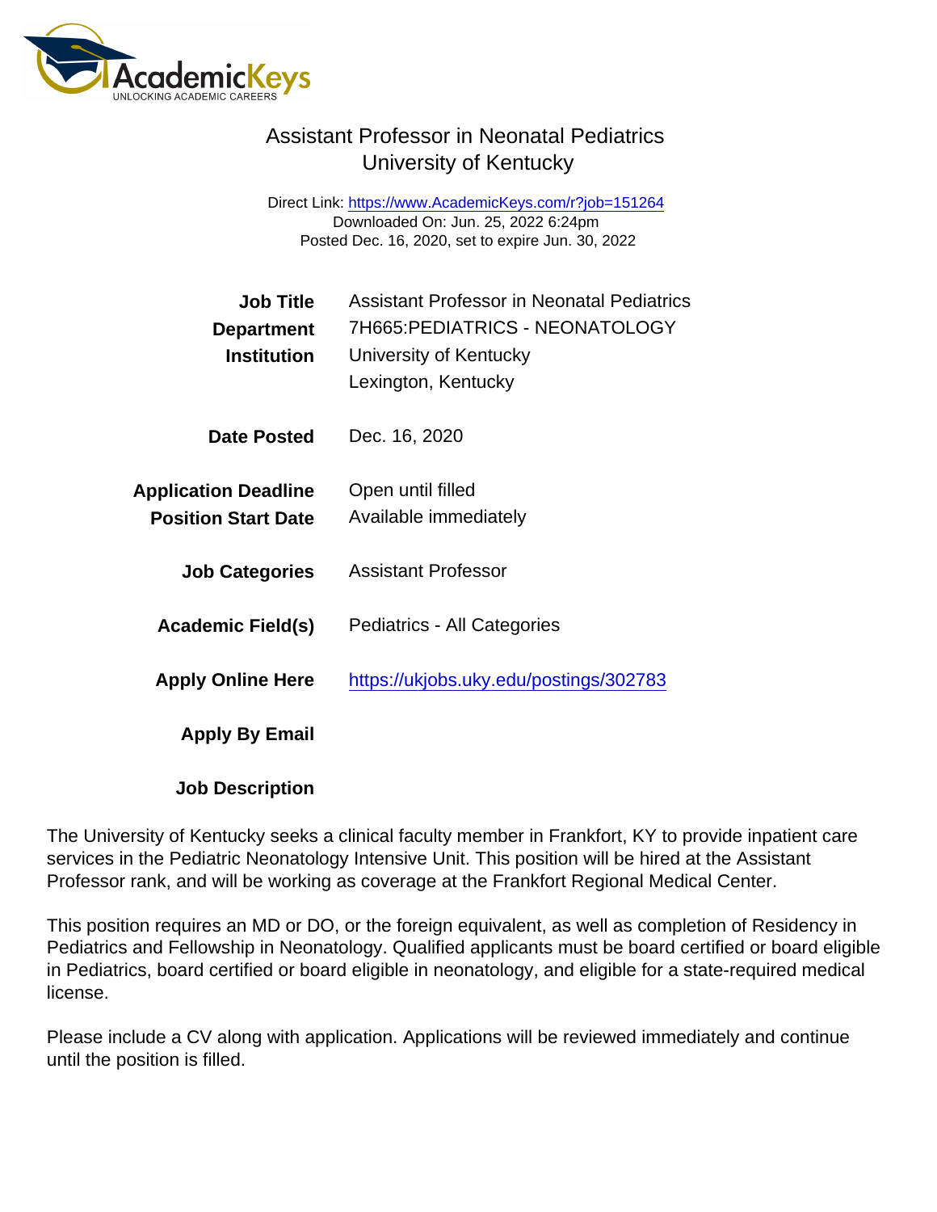# Assistant Professor in Neonatal Pediatrics
## University of Kentucky

Direct Link: https://www.AcademicKeys.com/r?job=151264
Downloaded On: Jun. 25, 2022 6:24pm
Posted Dec. 16, 2020, set to expire Jun. 30, 2022

| | |
|---|---|
| **Job Title** | Assistant Professor in Neonatal Pediatrics |
| **Department** | 7H665:PEDIATRICS - NEONATOLOGY |
| **Institution** | University of Kentucky<br>Lexington, Kentucky |
| **Date Posted** | Dec. 16, 2020 |
| **Application Deadline** | Open until filled |
| **Position Start Date** | Available immediately |
| **Job Categories** | Assistant Professor |
| **Academic Field(s)** | Pediatrics - All Categories |
| **Apply Online Here** | https://ukjobs.uky.edu/postings/302783 |
| **Apply By Email** | |

**Job Description**

The University of Kentucky seeks a clinical faculty member in Frankfort, KY to provide inpatient care services in the Pediatric Neonatology Intensive Unit. This position will be hired at the Assistant Professor rank, and will be working as coverage at the Frankfort Regional Medical Center.

This position requires an MD or DO, or the foreign equivalent, as well as completion of Residency in Pediatrics and Fellowship in Neonatology. Qualified applicants must be board certified or board eligible in Pediatrics, board certified or board eligible in neonatology, and eligible for a state-required medical license.

Please include a CV along with application. Applications will be reviewed immediately and continue until the position is filled.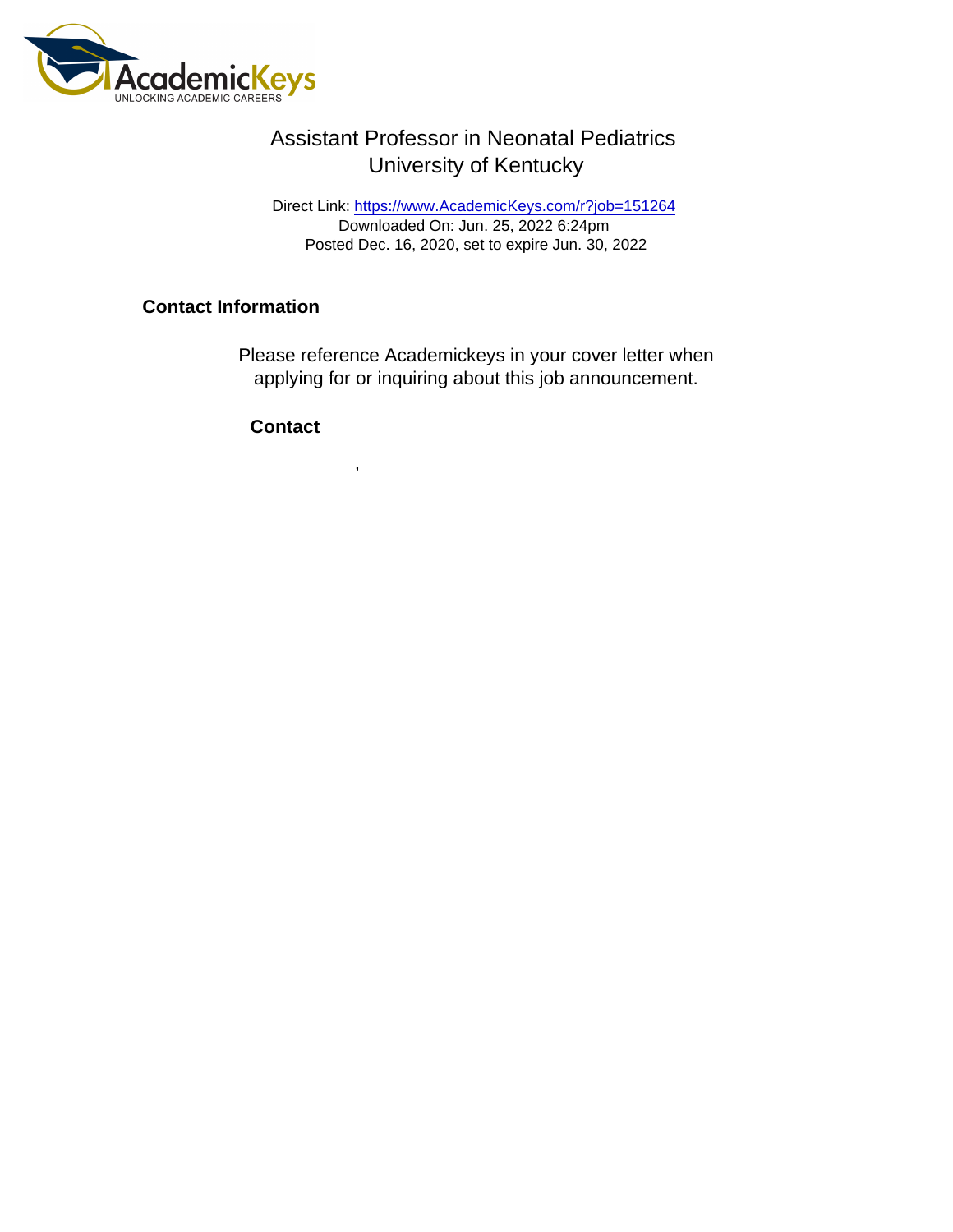# Assistant Professor in Neonatal Pediatrics
## University of Kentucky

Direct Link: https://www.AcademicKeys.com/r?job=151264
Downloaded On: Jun. 25, 2022 6:24pm
Posted Dec. 16, 2020, set to expire Jun. 30, 2022

### Contact Information

Please reference Academickeys in your cover letter when applying for or inquiring about this job announcement.

**Contact**

,